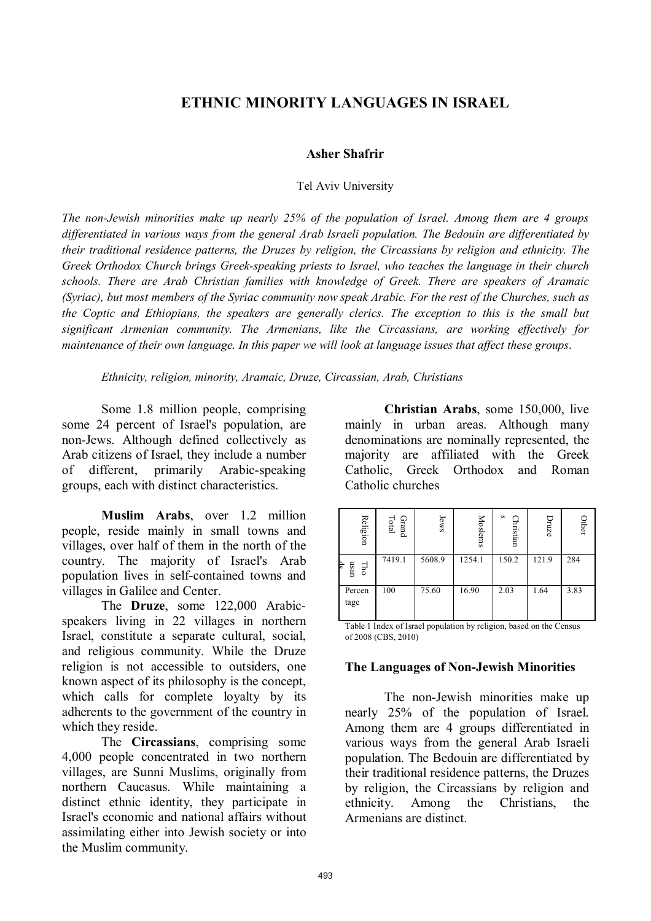# ETHNIC MINORITY LANGUAGES IN ISRAEL

**Asher Shafrir**

Tel Aviv University

*The non-Jewish minorities make up nearly 25% of the population of Israel. Among them are 4 groups differentiated in various ways from the general Arab Israeli population. The Bedouin are differentiated by their traditional residence patterns, the Druzes by religion, the Circassians by religion and ethnicity. The Greek Orthodox Church brings Greek-speaking priests to Israel, who teaches the language in their church schools. There are Arab Christian families with knowledge of Greek. There are speakers of Aramaic (Syriac), but most members of the Syriac community now speak Arabic. For the rest of the Churches, such as the Coptic and Ethiopians, the speakers are generally clerics. The exception to this is the small but significant Armenian community. The Armenians, like the Circassians, are working effectively for maintenance of their own language. In this paper we will look at language issues that affect these groups.*

*Ethnicity, religion, minority, Aramaic, Druze, Circassian, Arab, Christians*

Some 1.8 million people, comprising some 24 percent of Israel's population, are non-Jews. Although defined collectively as Arab citizens of Israel, they include a number of different, primarily Arabic-speaking groups, each with distinct characteristics.

**Muslim Arabs**, over 1.2 million people, reside mainly in small towns and villages, over half of them in the north of the country. The majority of Israel's Arab population lives in self-contained towns and villages in Galilee and Center.

The **Druze**, some 122,000 Arabic-speakers living in 22 villages in northern Israel, constitute a separate cultural, social, and religious community. While the Druze religion is not accessible to outsiders, one known aspect of its philosophy is the concept, which calls for complete loyalty by its adherents to the government of the country in which they reside.

The **Circassians**, comprising some 4,000 people concentrated in two northern villages, are Sunni Muslims, originally from northern Caucasus. While maintaining a distinct ethnic identity, they participate in Israel's economic and national affairs without assimilating either into Jewish society or into the Muslim community.

**Christian Arabs**, some 150,000, live mainly in urban areas. Although many denominations are nominally represented, the majority are affiliated with the Greek Catholic, Greek Orthodox and Roman Catholic churches

| Religion | Grand Total | Jews | Moslems | Christians | Druze | Other |
|---|---|---|---|---|---|---|
| Thousands | 7419.1 | 5608.9 | 1254.1 | 150.2 | 121.9 | 284 |
| Percentage | 100 | 75.60 | 16.90 | 2.03 | 1.64 | 3.83 |

Table 1 Index of Israel population by religion, based on the Census of 2008 (CBS, 2010)

### The Languages of Non-Jewish Minorities

The non-Jewish minorities make up nearly 25% of the population of Israel. Among them are 4 groups differentiated in various ways from the general Arab Israeli population. The Bedouin are differentiated by their traditional residence patterns, the Druzes by religion, the Circassians by religion and ethnicity. Among the Christians, the Armenians are distinct.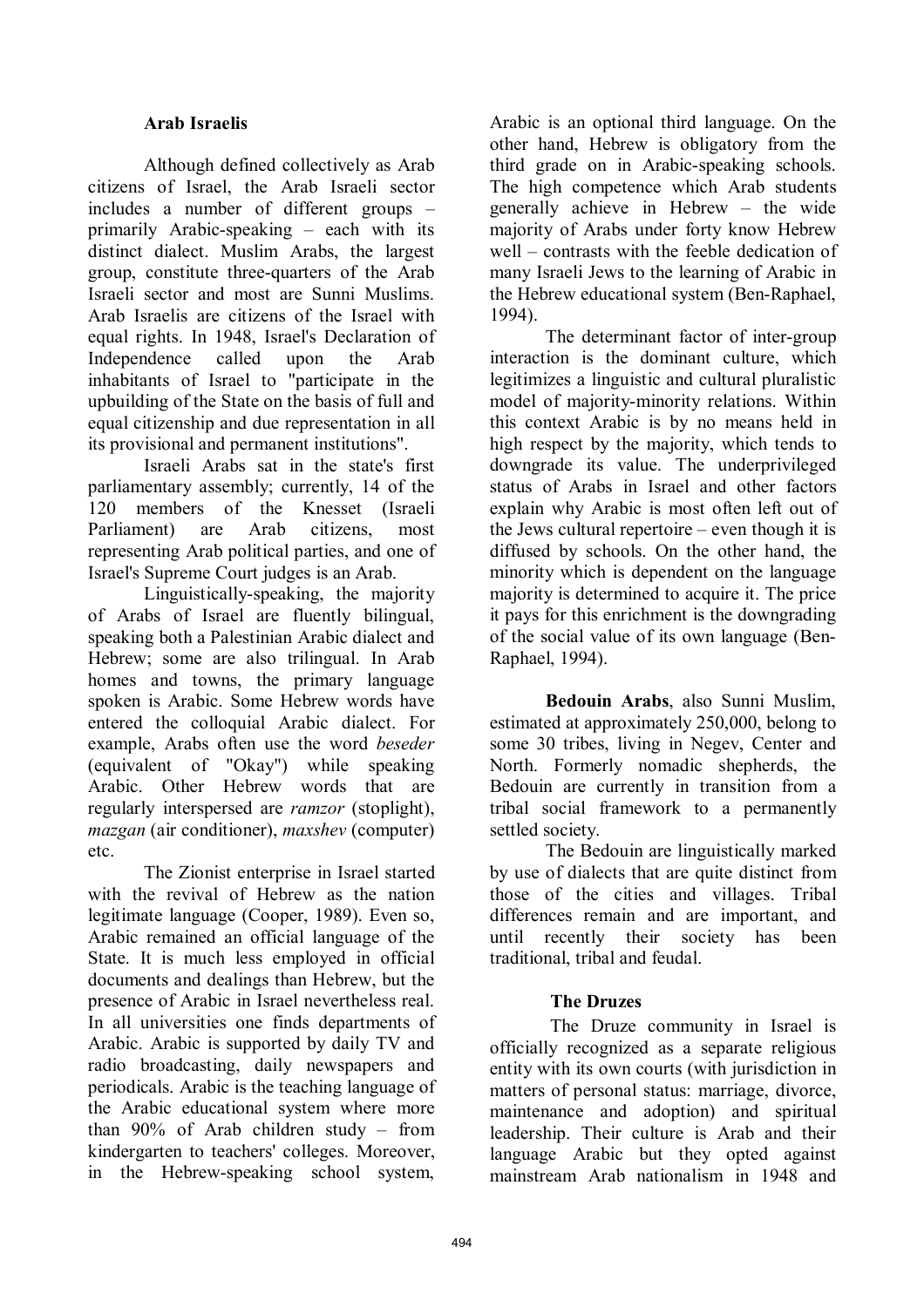### Arab Israelis

Although defined collectively as Arab citizens of Israel, the Arab Israeli sector includes a number of different groups – primarily Arabic-speaking – each with its distinct dialect. Muslim Arabs, the largest group, constitute three-quarters of the Arab Israeli sector and most are Sunni Muslims. Arab Israelis are citizens of the Israel with equal rights. In 1948, Israel's Declaration of Independence called upon the Arab inhabitants of Israel to "participate in the upbuilding of the State on the basis of full and equal citizenship and due representation in all its provisional and permanent institutions".

Israeli Arabs sat in the state's first parliamentary assembly; currently, 14 of the 120 members of the Knesset (Israeli Parliament) are Arab citizens, most representing Arab political parties, and one of Israel's Supreme Court judges is an Arab.

Linguistically-speaking, the majority of Arabs of Israel are fluently bilingual, speaking both a Palestinian Arabic dialect and Hebrew; some are also trilingual. In Arab homes and towns, the primary language spoken is Arabic. Some Hebrew words have entered the colloquial Arabic dialect. For example, Arabs often use the word *beseder* (equivalent of "Okay") while speaking Arabic. Other Hebrew words that are regularly interspersed are *ramzor* (stoplight), *mazgan* (air conditioner), *maxshev* (computer) etc.

The Zionist enterprise in Israel started with the revival of Hebrew as the nation legitimate language (Cooper, 1989). Even so, Arabic remained an official language of the State. It is much less employed in official documents and dealings than Hebrew, but the presence of Arabic in Israel nevertheless real. In all universities one finds departments of Arabic. Arabic is supported by daily TV and radio broadcasting, daily newspapers and periodicals. Arabic is the teaching language of the Arabic educational system where more than 90% of Arab children study – from kindergarten to teachers' colleges. Moreover, in the Hebrew-speaking school system, Arabic is an optional third language. On the other hand, Hebrew is obligatory from the third grade on in Arabic-speaking schools. The high competence which Arab students generally achieve in Hebrew – the wide majority of Arabs under forty know Hebrew well – contrasts with the feeble dedication of many Israeli Jews to the learning of Arabic in the Hebrew educational system (Ben-Raphael, 1994).

The determinant factor of inter-group interaction is the dominant culture, which legitimizes a linguistic and cultural pluralistic model of majority-minority relations. Within this context Arabic is by no means held in high respect by the majority, which tends to downgrade its value. The underprivileged status of Arabs in Israel and other factors explain why Arabic is most often left out of the Jews cultural repertoire – even though it is diffused by schools. On the other hand, the minority which is dependent on the language majority is determined to acquire it. The price it pays for this enrichment is the downgrading of the social value of its own language (Ben-Raphael, 1994).

**Bedouin Arabs**, also Sunni Muslim, estimated at approximately 250,000, belong to some 30 tribes, living in Negev, Center and North. Formerly nomadic shepherds, the Bedouin are currently in transition from a tribal social framework to a permanently settled society.

The Bedouin are linguistically marked by use of dialects that are quite distinct from those of the cities and villages. Tribal differences remain and are important, and until recently their society has been traditional, tribal and feudal.

### The Druzes

The Druze community in Israel is officially recognized as a separate religious entity with its own courts (with jurisdiction in matters of personal status: marriage, divorce, maintenance and adoption) and spiritual leadership. Their culture is Arab and their language Arabic but they opted against mainstream Arab nationalism in 1948 and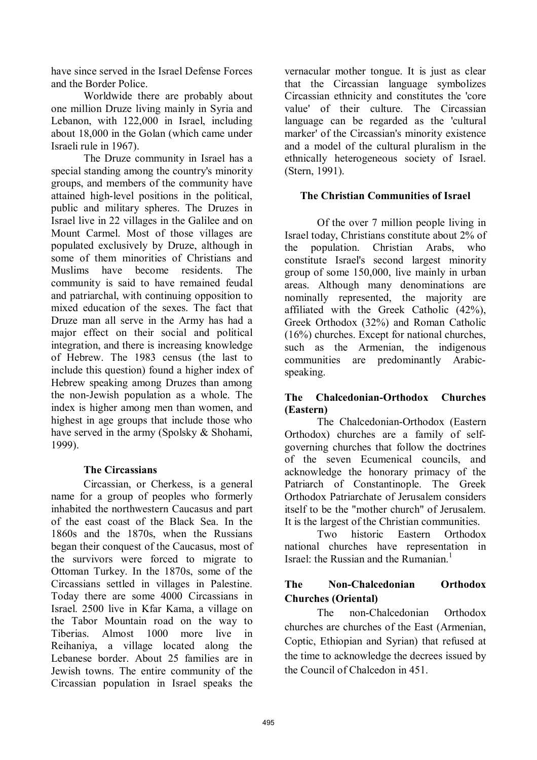have since served in the Israel Defense Forces and the Border Police.

Worldwide there are probably about one million Druze living mainly in Syria and Lebanon, with 122,000 in Israel, including about 18,000 in the Golan (which came under Israeli rule in 1967).

The Druze community in Israel has a special standing among the country's minority groups, and members of the community have attained high-level positions in the political, public and military spheres. The Druzes in Israel live in 22 villages in the Galilee and on Mount Carmel. Most of those villages are populated exclusively by Druze, although in some of them minorities of Christians and Muslims have become residents. The community is said to have remained feudal and patriarchal, with continuing opposition to mixed education of the sexes. The fact that Druze man all serve in the Army has had a major effect on their social and political integration, and there is increasing knowledge of Hebrew. The 1983 census (the last to include this question) found a higher index of Hebrew speaking among Druzes than among the non-Jewish population as a whole. The index is higher among men than women, and highest in age groups that include those who have served in the army (Spolsky & Shohami, 1999).

### The Circassians

Circassian, or Cherkess, is a general name for a group of peoples who formerly inhabited the northwestern Caucasus and part of the east coast of the Black Sea. In the 1860s and the 1870s, when the Russians began their conquest of the Caucasus, most of the survivors were forced to migrate to Ottoman Turkey. In the 1870s, some of the Circassians settled in villages in Palestine. Today there are some 4000 Circassians in Israel. 2500 live in Kfar Kama, a village on the Tabor Mountain road on the way to Tiberias. Almost 1000 more live in Reihaniya, a village located along the Lebanese border. About 25 families are in Jewish towns. The entire community of the Circassian population in Israel speaks the vernacular mother tongue. It is just as clear that the Circassian language symbolizes Circassian ethnicity and constitutes the 'core value' of their culture. The Circassian language can be regarded as the 'cultural marker' of the Circassian's minority existence and a model of the cultural pluralism in the ethnically heterogeneous society of Israel. (Stern, 1991).

### The Christian Communities of Israel

Of the over 7 million people living in Israel today, Christians constitute about 2% of the population. Christian Arabs, who constitute Israel's second largest minority group of some 150,000, live mainly in urban areas. Although many denominations are nominally represented, the majority are affiliated with the Greek Catholic (42%), Greek Orthodox (32%) and Roman Catholic (16%) churches. Except for national churches, such as the Armenian, the indigenous communities are predominantly Arabic-speaking.

### The Chalcedonian-Orthodox Churches (Eastern)

The Chalcedonian-Orthodox (Eastern Orthodox) churches are a family of self-governing churches that follow the doctrines of the seven Ecumenical councils, and acknowledge the honorary primacy of the Patriarch of Constantinople. The Greek Orthodox Patriarchate of Jerusalem considers itself to be the "mother church" of Jerusalem. It is the largest of the Christian communities.

Two historic Eastern Orthodox national churches have representation in Israel: the Russian and the Rumanian.[1]

### The Non-Chalcedonian Orthodox Churches (Oriental)

The non-Chalcedonian Orthodox churches are churches of the East (Armenian, Coptic, Ethiopian and Syrian) that refused at the time to acknowledge the decrees issued by the Council of Chalcedon in 451.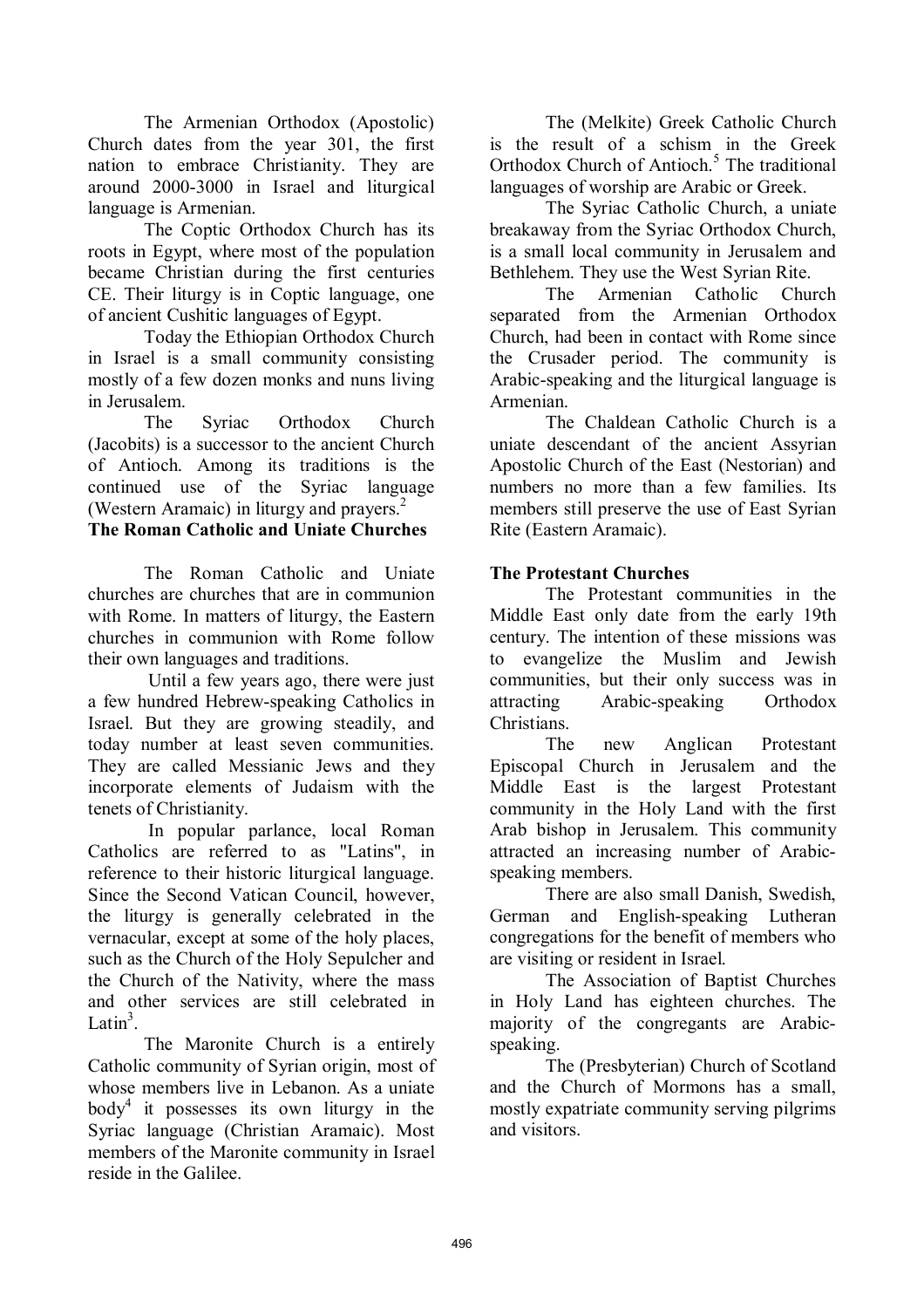The Armenian Orthodox (Apostolic) Church dates from the year 301, the first nation to embrace Christianity. They are around 2000-3000 in Israel and liturgical language is Armenian.

The Coptic Orthodox Church has its roots in Egypt, where most of the population became Christian during the first centuries CE. Their liturgy is in Coptic language, one of ancient Cushitic languages of Egypt.

Today the Ethiopian Orthodox Church in Israel is a small community consisting mostly of a few dozen monks and nuns living in Jerusalem.

The Syriac Orthodox Church (Jacobits) is a successor to the ancient Church of Antioch. Among its traditions is the continued use of the Syriac language (Western Aramaic) in liturgy and prayers.[2]

**The Roman Catholic and Uniate Churches**

The Roman Catholic and Uniate churches are churches that are in communion with Rome. In matters of liturgy, the Eastern churches in communion with Rome follow their own languages and traditions.

Until a few years ago, there were just a few hundred Hebrew-speaking Catholics in Israel. But they are growing steadily, and today number at least seven communities. They are called Messianic Jews and they incorporate elements of Judaism with the tenets of Christianity.

In popular parlance, local Roman Catholics are referred to as "Latins", in reference to their historic liturgical language. Since the Second Vatican Council, however, the liturgy is generally celebrated in the vernacular, except at some of the holy places, such as the Church of the Holy Sepulcher and the Church of the Nativity, where the mass and other services are still celebrated in Latin[3].

The Maronite Church is a entirely Catholic community of Syrian origin, most of whose members live in Lebanon. As a uniate body[4] it possesses its own liturgy in the Syriac language (Christian Aramaic). Most members of the Maronite community in Israel reside in the Galilee.

The (Melkite) Greek Catholic Church is the result of a schism in the Greek Orthodox Church of Antioch.[5] The traditional languages of worship are Arabic or Greek.

The Syriac Catholic Church, a uniate breakaway from the Syriac Orthodox Church, is a small local community in Jerusalem and Bethlehem. They use the West Syrian Rite.

The Armenian Catholic Church separated from the Armenian Orthodox Church, had been in contact with Rome since the Crusader period. The community is Arabic-speaking and the liturgical language is Armenian.

The Chaldean Catholic Church is a uniate descendant of the ancient Assyrian Apostolic Church of the East (Nestorian) and numbers no more than a few families. Its members still preserve the use of East Syrian Rite (Eastern Aramaic).

**The Protestant Churches**

The Protestant communities in the Middle East only date from the early 19th century. The intention of these missions was to evangelize the Muslim and Jewish communities, but their only success was in attracting Arabic-speaking Orthodox Christians.

The new Anglican Protestant Episcopal Church in Jerusalem and the Middle East is the largest Protestant community in the Holy Land with the first Arab bishop in Jerusalem. This community attracted an increasing number of Arabic-speaking members.

There are also small Danish, Swedish, German and English-speaking Lutheran congregations for the benefit of members who are visiting or resident in Israel.

The Association of Baptist Churches in Holy Land has eighteen churches. The majority of the congregants are Arabic-speaking.

The (Presbyterian) Church of Scotland and the Church of Mormons has a small, mostly expatriate community serving pilgrims and visitors.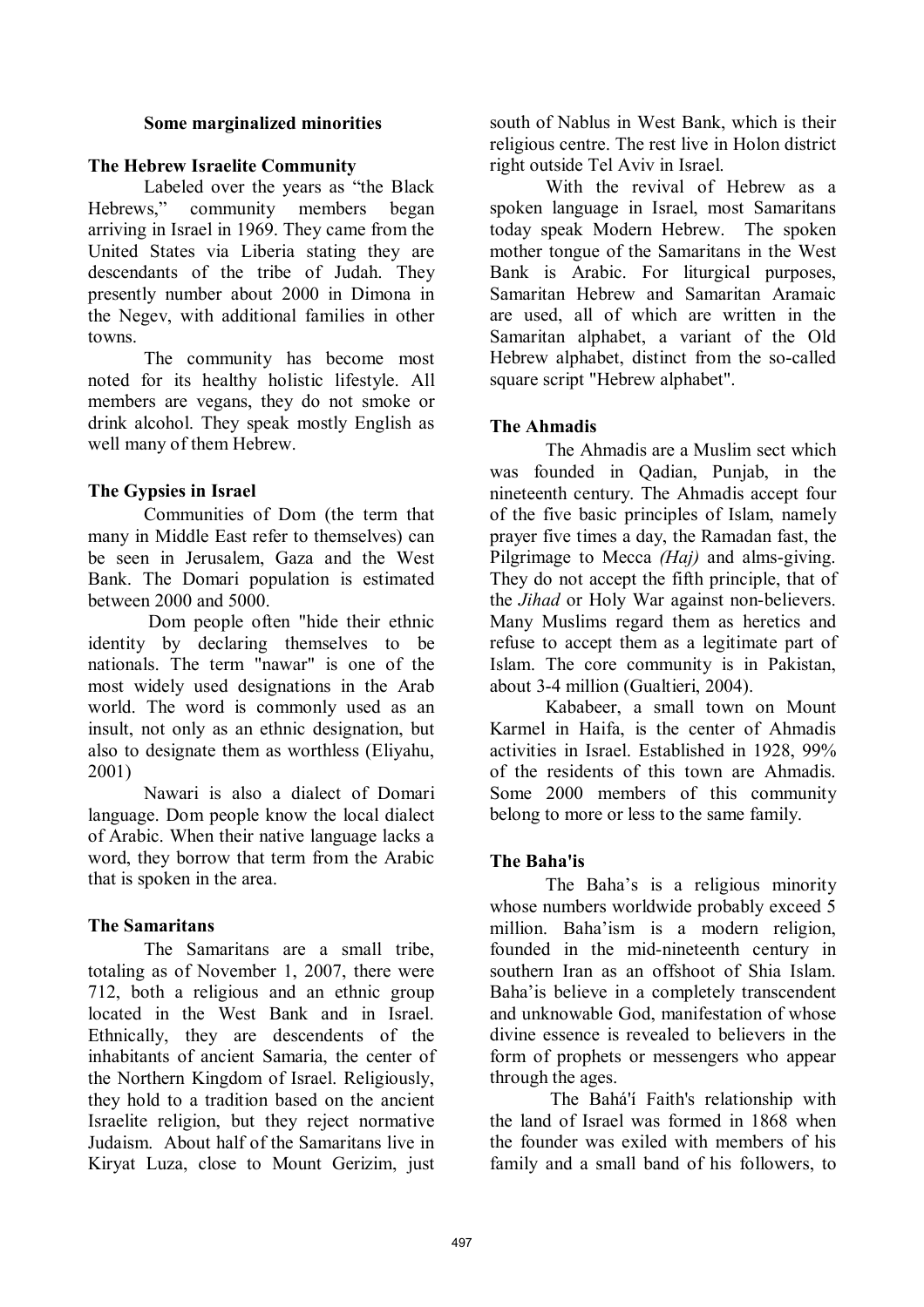## Some marginalized minorities

### The Hebrew Israelite Community

Labeled over the years as "the Black Hebrews," community members began arriving in Israel in 1969. They came from the United States via Liberia stating they are descendants of the tribe of Judah. They presently number about 2000 in Dimona in the Negev, with additional families in other towns.

The community has become most noted for its healthy holistic lifestyle. All members are vegans, they do not smoke or drink alcohol. They speak mostly English as well many of them Hebrew.

### The Gypsies in Israel

Communities of Dom (the term that many in Middle East refer to themselves) can be seen in Jerusalem, Gaza and the West Bank. The Domari population is estimated between 2000 and 5000.

Dom people often "hide their ethnic identity by declaring themselves to be nationals. The term "nawar" is one of the most widely used designations in the Arab world. The word is commonly used as an insult, not only as an ethnic designation, but also to designate them as worthless (Eliyahu, 2001)

Nawari is also a dialect of Domari language. Dom people know the local dialect of Arabic. When their native language lacks a word, they borrow that term from the Arabic that is spoken in the area.

### The Samaritans

The Samaritans are a small tribe, totaling as of November 1, 2007, there were 712, both a religious and an ethnic group located in the West Bank and in Israel. Ethnically, they are descendents of the inhabitants of ancient Samaria, the center of the Northern Kingdom of Israel. Religiously, they hold to a tradition based on the ancient Israelite religion, but they reject normative Judaism. About half of the Samaritans live in Kiryat Luza, close to Mount Gerizim, just south of Nablus in West Bank, which is their religious centre. The rest live in Holon district right outside Tel Aviv in Israel.

With the revival of Hebrew as a spoken language in Israel, most Samaritans today speak Modern Hebrew. The spoken mother tongue of the Samaritans in the West Bank is Arabic. For liturgical purposes, Samaritan Hebrew and Samaritan Aramaic are used, all of which are written in the Samaritan alphabet, a variant of the Old Hebrew alphabet, distinct from the so-called square script "Hebrew alphabet".

### The Ahmadis

The Ahmadis are a Muslim sect which was founded in Qadian, Punjab, in the nineteenth century. The Ahmadis accept four of the five basic principles of Islam, namely prayer five times a day, the Ramadan fast, the Pilgrimage to Mecca *(Haj)* and alms-giving. They do not accept the fifth principle, that of the *Jihad* or Holy War against non-believers. Many Muslims regard them as heretics and refuse to accept them as a legitimate part of Islam. The core community is in Pakistan, about 3-4 million (Gualtieri, 2004).

Kababeer, a small town on Mount Karmel in Haifa, is the center of Ahmadis activities in Israel. Established in 1928, 99% of the residents of this town are Ahmadis. Some 2000 members of this community belong to more or less to the same family.

### The Baha'is

The Baha's is a religious minority whose numbers worldwide probably exceed 5 million. Baha'ism is a modern religion, founded in the mid-nineteenth century in southern Iran as an offshoot of Shia Islam. Baha'is believe in a completely transcendent and unknowable God, manifestation of whose divine essence is revealed to believers in the form of prophets or messengers who appear through the ages.

The Bahá'í Faith's relationship with the land of Israel was formed in 1868 when the founder was exiled with members of his family and a small band of his followers, to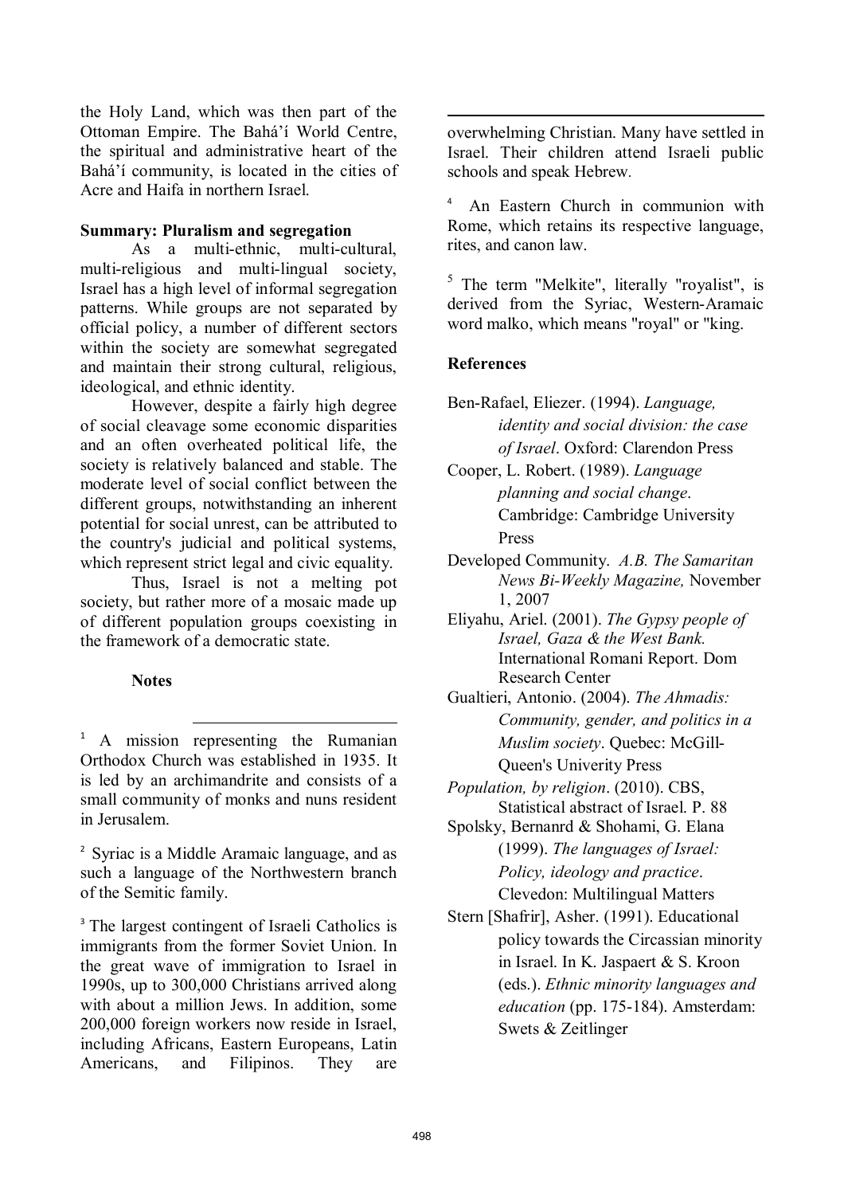the Holy Land, which was then part of the Ottoman Empire. The Bahá'í World Centre, the spiritual and administrative heart of the Bahá'í community, is located in the cities of Acre and Haifa in northern Israel.

**Summary: Pluralism and segregation**

As a multi-ethnic, multi-cultural, multi-religious and multi-lingual society, Israel has a high level of informal segregation patterns. While groups are not separated by official policy, a number of different sectors within the society are somewhat segregated and maintain their strong cultural, religious, ideological, and ethnic identity.

However, despite a fairly high degree of social cleavage some economic disparities and an often overheated political life, the society is relatively balanced and stable. The moderate level of social conflict between the different groups, notwithstanding an inherent potential for social unrest, can be attributed to the country's judicial and political systems, which represent strict legal and civic equality.

Thus, Israel is not a melting pot society, but rather more of a mosaic made up of different population groups coexisting in the framework of a democratic state.

**Notes**

[1] A mission representing the Rumanian Orthodox Church was established in 1935. It is led by an archimandrite and consists of a small community of monks and nuns resident in Jerusalem.

[2] Syriac is a Middle Aramaic language, and as such a language of the Northwestern branch of the Semitic family.

[3] The largest contingent of Israeli Catholics is immigrants from the former Soviet Union. In the great wave of immigration to Israel in 1990s, up to 300,000 Christians arrived along with about a million Jews. In addition, some 200,000 foreign workers now reside in Israel, including Africans, Eastern Europeans, Latin Americans, and Filipinos. They are overwhelming Christian. Many have settled in Israel. Their children attend Israeli public schools and speak Hebrew.

[4] An Eastern Church in communion with Rome, which retains its respective language, rites, and canon law.

[5] The term "Melkite", literally "royalist", is derived from the Syriac, Western-Aramaic word malko, which means "royal" or "king.

**References**

Ben-Rafael, Eliezer. (1994). *Language, identity and social division: the case of Israel*. Oxford: Clarendon Press

Cooper, L. Robert. (1989). *Language planning and social change*. Cambridge: Cambridge University Press

Developed Community. *A.B. The Samaritan News Bi-Weekly Magazine,* November 1, 2007

Eliyahu, Ariel. (2001). *The Gypsy people of Israel, Gaza & the West Bank.* International Romani Report. Dom Research Center

Gualtieri, Antonio. (2004). *The Ahmadis: Community, gender, and politics in a Muslim society*. Quebec: McGill-Queen's Univerity Press

*Population, by religion*. (2010). CBS, Statistical abstract of Israel. P. 88

Spolsky, Bernanrd & Shohami, G. Elana (1999). *The languages of Israel: Policy, ideology and practice*. Clevedon: Multilingual Matters

Stern [Shafrir], Asher. (1991). Educational policy towards the Circassian minority in Israel. In K. Jaspaert & S. Kroon (eds.). *Ethnic minority languages and education* (pp. 175-184). Amsterdam: Swets & Zeitlinger